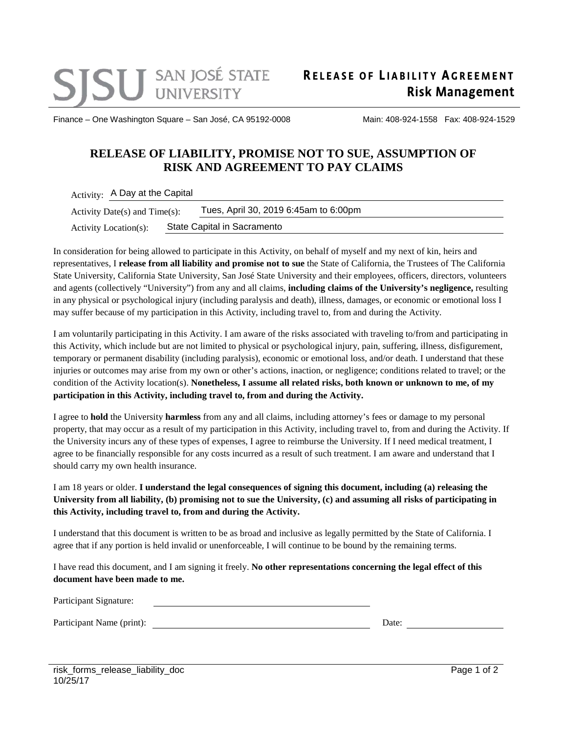**SJSU** SAN JOSÉ STATE UNIVERSITY

**RELEASE OF LIABILITY AGREEMENT**
**Risk Management**

Finance – One Washington Square – San José, CA 95192-0008 Main: 408-924-1558 Fax: 408-924-1529

# RELEASE OF LIABILITY, PROMISE NOT TO SUE, ASSUMPTION OF RISK AND AGREEMENT TO PAY CLAIMS

Activity: A Day at the Capital

Activity Date(s) and Time(s): Tues, April 30, 2019 6:45am to 6:00pm

Activity Location(s): State Capital in Sacramento

In consideration for being allowed to participate in this Activity, on behalf of myself and my next of kin, heirs and representatives, I **release from all liability and promise not to sue** the State of California, the Trustees of The California State University, California State University, San José State University and their employees, officers, directors, volunteers and agents (collectively "University") from any and all claims, **including claims of the University's negligence,** resulting in any physical or psychological injury (including paralysis and death), illness, damages, or economic or emotional loss I may suffer because of my participation in this Activity, including travel to, from and during the Activity.

I am voluntarily participating in this Activity. I am aware of the risks associated with traveling to/from and participating in this Activity, which include but are not limited to physical or psychological injury, pain, suffering, illness, disfigurement, temporary or permanent disability (including paralysis), economic or emotional loss, and/or death. I understand that these injuries or outcomes may arise from my own or other's actions, inaction, or negligence; conditions related to travel; or the condition of the Activity location(s). **Nonetheless, I assume all related risks, both known or unknown to me, of my participation in this Activity, including travel to, from and during the Activity.**

I agree to **hold** the University **harmless** from any and all claims, including attorney's fees or damage to my personal property, that may occur as a result of my participation in this Activity, including travel to, from and during the Activity. If the University incurs any of these types of expenses, I agree to reimburse the University. If I need medical treatment, I agree to be financially responsible for any costs incurred as a result of such treatment. I am aware and understand that I should carry my own health insurance.

I am 18 years or older. **I understand the legal consequences of signing this document, including (a) releasing the University from all liability, (b) promising not to sue the University, (c) and assuming all risks of participating in this Activity, including travel to, from and during the Activity.**

I understand that this document is written to be as broad and inclusive as legally permitted by the State of California. I agree that if any portion is held invalid or unenforceable, I will continue to be bound by the remaining terms.

I have read this document, and I am signing it freely. **No other representations concerning the legal effect of this document have been made to me.**

Participant Signature: ______________________________

Participant Name (print): ______________________________ Date: ______________

risk_forms_release_liability_doc
10/25/17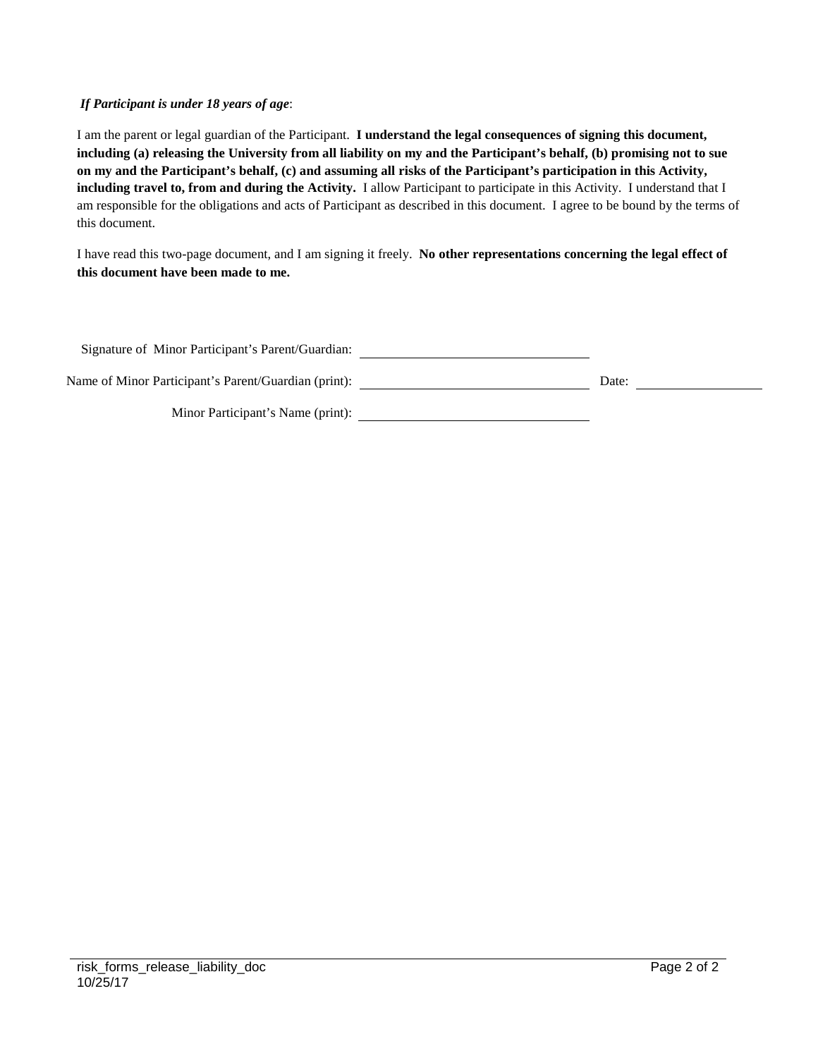***If Participant is under 18 years of age***:

I am the parent or legal guardian of the Participant. **I understand the legal consequences of signing this document, including (a) releasing the University from all liability on my and the Participant's behalf, (b) promising not to sue on my and the Participant's behalf, (c) and assuming all risks of the Participant's participation in this Activity, including travel to, from and during the Activity.** I allow Participant to participate in this Activity. I understand that I am responsible for the obligations and acts of Participant as described in this document. I agree to be bound by the terms of this document.

I have read this two-page document, and I am signing it freely. **No other representations concerning the legal effect of this document have been made to me.**

Signature of Minor Participant's Parent/Guardian: ______________________________

Name of Minor Participant's Parent/Guardian (print): ______________________________ Date: ________________

Minor Participant's Name (print): ______________________________

risk_forms_release_liability_doc
10/25/17